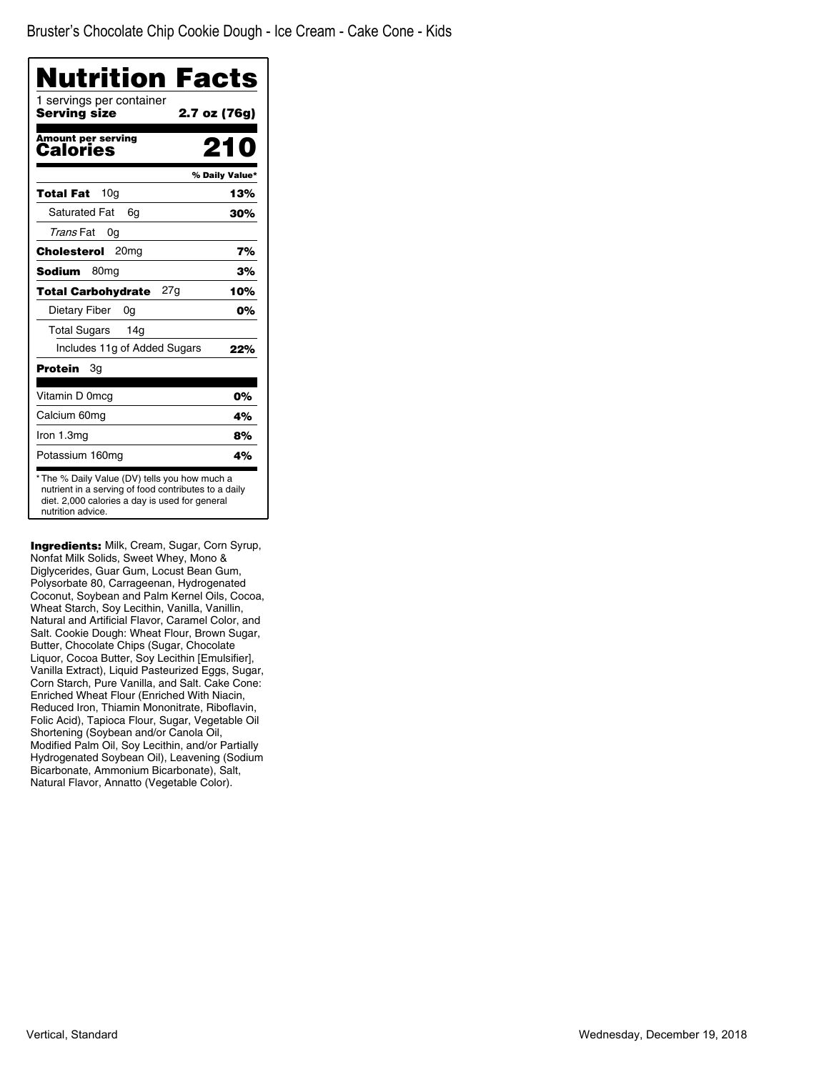Bruster's Chocolate Chip Cookie Dough - Ice Cream - Cake Cone - Kids

# Nutrition Facts

1 servings per container

**Serving size** **2.7 oz (76g)**

**Amount per serving**

| **Calories** | **210** |
| --- | --- |
| | **% Daily Value*** |
| **Total Fat** 10g | **13%** |
| Saturated Fat 6g | **30%** |
| *Trans* Fat 0g | |
| **Cholesterol** 20mg | **7%** |
| **Sodium** 80mg | **3%** |
| **Total Carbohydrate** 27g | **10%** |
| Dietary Fiber 0g | **0%** |
| Total Sugars 14g | |
| Includes 11g of Added Sugars | **22%** |
| **Protein** 3g | |
| Vitamin D 0mcg | **0%** |
| Calcium 60mg | **4%** |
| Iron 1.3mg | **8%** |
| Potassium 160mg | **4%** |

* The % Daily Value (DV) tells you how much a nutrient in a serving of food contributes to a daily diet. 2,000 calories a day is used for general nutrition advice.

**Ingredients:** Milk, Cream, Sugar, Corn Syrup, Nonfat Milk Solids, Sweet Whey, Mono & Diglycerides, Guar Gum, Locust Bean Gum, Polysorbate 80, Carrageenan, Hydrogenated Coconut, Soybean and Palm Kernel Oils, Cocoa, Wheat Starch, Soy Lecithin, Vanilla, Vanillin, Natural and Artificial Flavor, Caramel Color, and Salt. Cookie Dough: Wheat Flour, Brown Sugar, Butter, Chocolate Chips (Sugar, Chocolate Liquor, Cocoa Butter, Soy Lecithin [Emulsifier], Vanilla Extract), Liquid Pasteurized Eggs, Sugar, Corn Starch, Pure Vanilla, and Salt. Cake Cone: Enriched Wheat Flour (Enriched With Niacin, Reduced Iron, Thiamin Mononitrate, Riboflavin, Folic Acid), Tapioca Flour, Sugar, Vegetable Oil Shortening (Soybean and/or Canola Oil, Modified Palm Oil, Soy Lecithin, and/or Partially Hydrogenated Soybean Oil), Leavening (Sodium Bicarbonate, Ammonium Bicarbonate), Salt, Natural Flavor, Annatto (Vegetable Color).

Vertical, Standard

Wednesday, December 19, 2018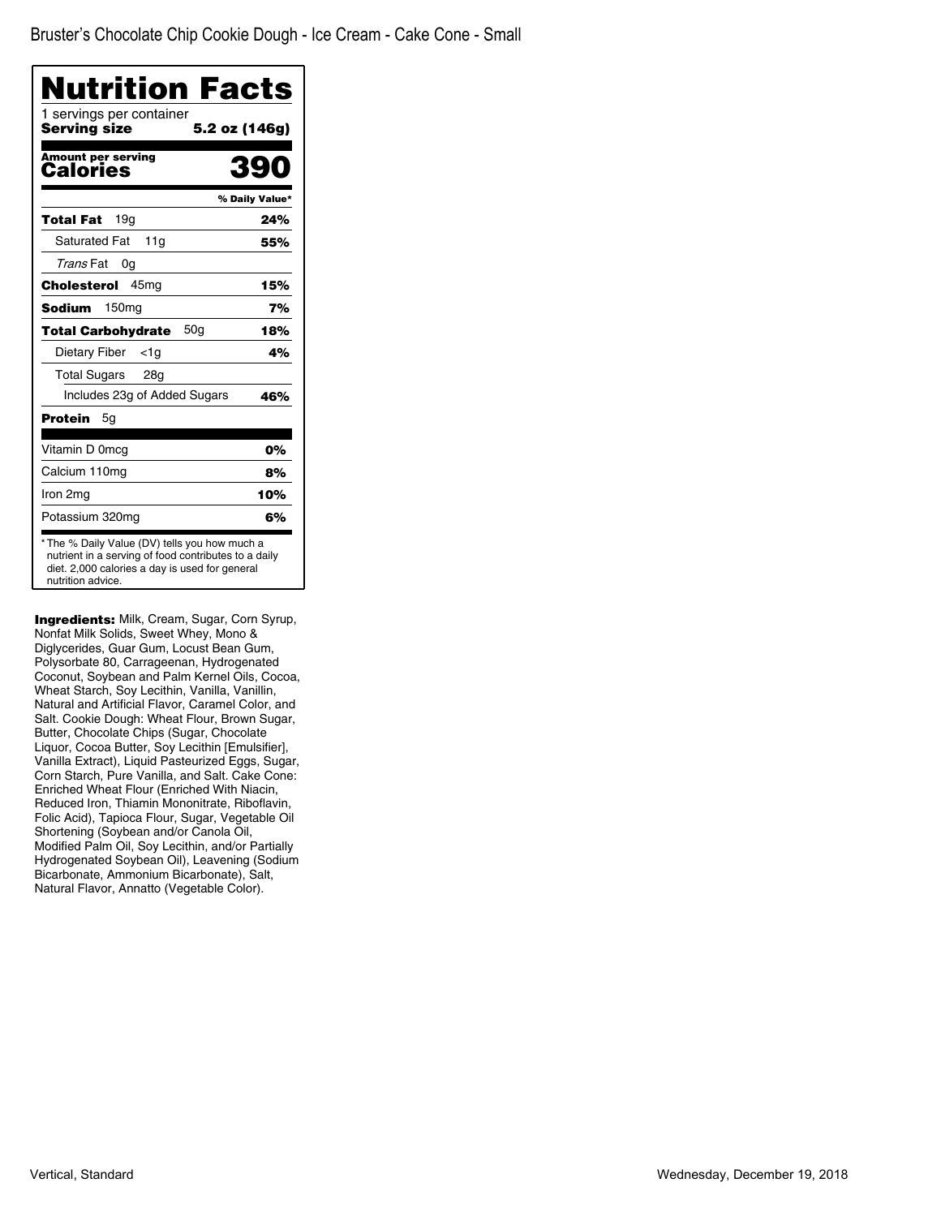Bruster's Chocolate Chip Cookie Dough - Ice Cream - Cake Cone - Small

# Nutrition Facts

1 servings per container

**Serving size** **5.2 oz (146g)**

**Amount per serving**

| **Calories** | **390** |
|---|---|
| | **% Daily Value*** |
| **Total Fat** 19g | **24%** |
| Saturated Fat 11g | **55%** |
| *Trans* Fat 0g | |
| **Cholesterol** 45mg | **15%** |
| **Sodium** 150mg | **7%** |
| **Total Carbohydrate** 50g | **18%** |
| Dietary Fiber <1g | **4%** |
| Total Sugars 28g | |
| Includes 23g of Added Sugars | **46%** |
| **Protein** 5g | |
| Vitamin D 0mcg | **0%** |
| Calcium 110mg | **8%** |
| Iron 2mg | **10%** |
| Potassium 320mg | **6%** |

* The % Daily Value (DV) tells you how much a nutrient in a serving of food contributes to a daily diet. 2,000 calories a day is used for general nutrition advice.

**Ingredients:** Milk, Cream, Sugar, Corn Syrup, Nonfat Milk Solids, Sweet Whey, Mono & Diglycerides, Guar Gum, Locust Bean Gum, Polysorbate 80, Carrageenan, Hydrogenated Coconut, Soybean and Palm Kernel Oils, Cocoa, Wheat Starch, Soy Lecithin, Vanilla, Vanillin, Natural and Artificial Flavor, Caramel Color, and Salt. Cookie Dough: Wheat Flour, Brown Sugar, Butter, Chocolate Chips (Sugar, Chocolate Liquor, Cocoa Butter, Soy Lecithin [Emulsifier], Vanilla Extract), Liquid Pasteurized Eggs, Sugar, Corn Starch, Pure Vanilla, and Salt. Cake Cone: Enriched Wheat Flour (Enriched With Niacin, Reduced Iron, Thiamin Mononitrate, Riboflavin, Folic Acid), Tapioca Flour, Sugar, Vegetable Oil Shortening (Soybean and/or Canola Oil, Modified Palm Oil, Soy Lecithin, and/or Partially Hydrogenated Soybean Oil), Leavening (Sodium Bicarbonate, Ammonium Bicarbonate), Salt, Natural Flavor, Annatto (Vegetable Color).

Vertical, Standard

Wednesday, December 19, 2018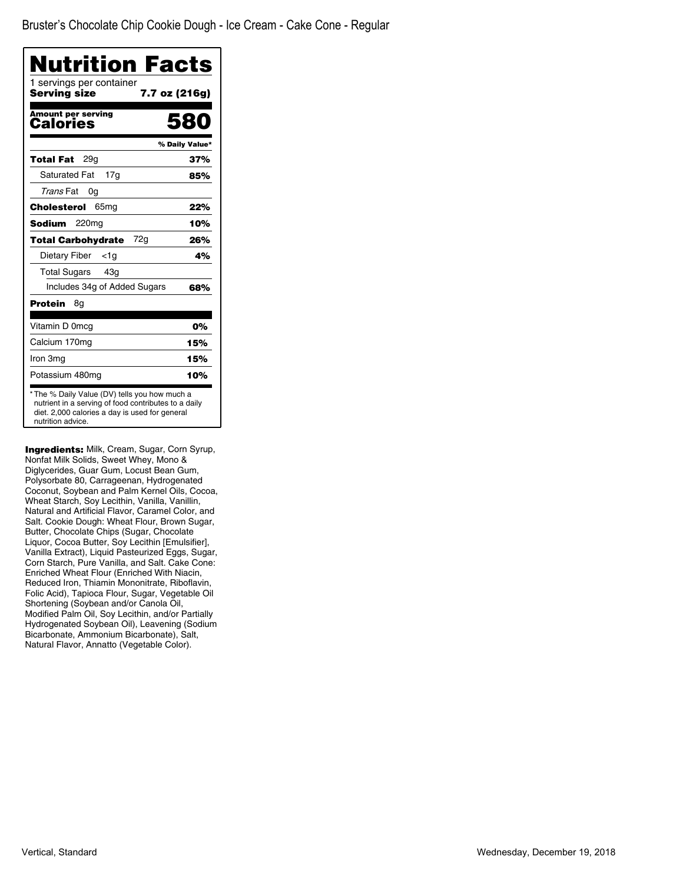Bruster's Chocolate Chip Cookie Dough - Ice Cream - Cake Cone - Regular

# Nutrition Facts

1 servings per container
**Serving size** **7.7 oz (216g)**

**Amount per serving**
**Calories** **580**

| | % Daily Value* |
|---|---|
| **Total Fat** 29g | **37%** |
| Saturated Fat 17g | **85%** |
| *Trans* Fat 0g | |
| **Cholesterol** 65mg | **22%** |
| **Sodium** 220mg | **10%** |
| **Total Carbohydrate** 72g | **26%** |
| Dietary Fiber <1g | **4%** |
| Total Sugars 43g | |
| Includes 34g of Added Sugars | **68%** |
| **Protein** 8g | |
| Vitamin D 0mcg | **0%** |
| Calcium 170mg | **15%** |
| Iron 3mg | **15%** |
| Potassium 480mg | **10%** |

* The % Daily Value (DV) tells you how much a nutrient in a serving of food contributes to a daily diet. 2,000 calories a day is used for general nutrition advice.

**Ingredients:** Milk, Cream, Sugar, Corn Syrup, Nonfat Milk Solids, Sweet Whey, Mono & Diglycerides, Guar Gum, Locust Bean Gum, Polysorbate 80, Carrageenan, Hydrogenated Coconut, Soybean and Palm Kernel Oils, Cocoa, Wheat Starch, Soy Lecithin, Vanilla, Vanillin, Natural and Artificial Flavor, Caramel Color, and Salt. Cookie Dough: Wheat Flour, Brown Sugar, Butter, Chocolate Chips (Sugar, Chocolate Liquor, Cocoa Butter, Soy Lecithin [Emulsifier], Vanilla Extract), Liquid Pasteurized Eggs, Sugar, Corn Starch, Pure Vanilla, and Salt. Cake Cone: Enriched Wheat Flour (Enriched With Niacin, Reduced Iron, Thiamin Mononitrate, Riboflavin, Folic Acid), Tapioca Flour, Sugar, Vegetable Oil Shortening (Soybean and/or Canola Oil, Modified Palm Oil, Soy Lecithin, and/or Partially Hydrogenated Soybean Oil), Leavening (Sodium Bicarbonate, Ammonium Bicarbonate), Salt, Natural Flavor, Annatto (Vegetable Color).

Vertical, Standard

Wednesday, December 19, 2018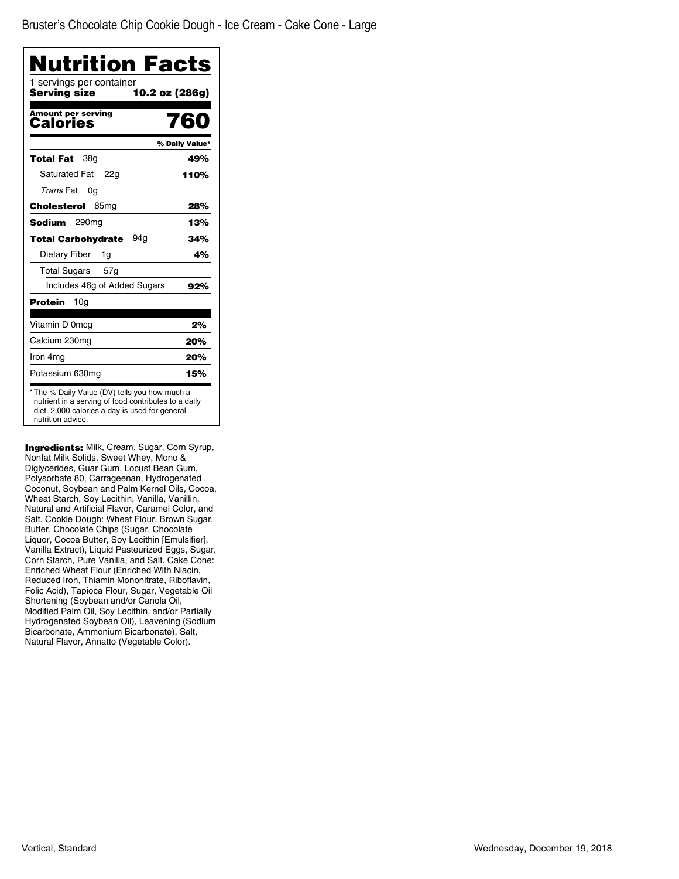Bruster's Chocolate Chip Cookie Dough - Ice Cream - Cake Cone - Large

# Nutrition Facts

1 servings per container
**Serving size** **10.2 oz (286g)**

**Amount per serving**
**Calories** **760**

| | % Daily Value* |
|---|---|
| **Total Fat** 38g | **49%** |
| Saturated Fat 22g | **110%** |
| *Trans* Fat 0g | |
| **Cholesterol** 85mg | **28%** |
| **Sodium** 290mg | **13%** |
| **Total Carbohydrate** 94g | **34%** |
| Dietary Fiber 1g | **4%** |
| Total Sugars 57g | |
| Includes 46g of Added Sugars | **92%** |
| **Protein** 10g | |
| Vitamin D 0mcg | **2%** |
| Calcium 230mg | **20%** |
| Iron 4mg | **20%** |
| Potassium 630mg | **15%** |

* The % Daily Value (DV) tells you how much a nutrient in a serving of food contributes to a daily diet. 2,000 calories a day is used for general nutrition advice.

**Ingredients:** Milk, Cream, Sugar, Corn Syrup, Nonfat Milk Solids, Sweet Whey, Mono & Diglycerides, Guar Gum, Locust Bean Gum, Polysorbate 80, Carrageenan, Hydrogenated Coconut, Soybean and Palm Kernel Oils, Cocoa, Wheat Starch, Soy Lecithin, Vanilla, Vanillin, Natural and Artificial Flavor, Caramel Color, and Salt. Cookie Dough: Wheat Flour, Brown Sugar, Butter, Chocolate Chips (Sugar, Chocolate Liquor, Cocoa Butter, Soy Lecithin [Emulsifier], Vanilla Extract), Liquid Pasteurized Eggs, Sugar, Corn Starch, Pure Vanilla, and Salt. Cake Cone: Enriched Wheat Flour (Enriched With Niacin, Reduced Iron, Thiamin Mononitrate, Riboflavin, Folic Acid), Tapioca Flour, Sugar, Vegetable Oil Shortening (Soybean and/or Canola Oil, Modified Palm Oil, Soy Lecithin, and/or Partially Hydrogenated Soybean Oil), Leavening (Sodium Bicarbonate, Ammonium Bicarbonate), Salt, Natural Flavor, Annatto (Vegetable Color).

Vertical, Standard

Wednesday, December 19, 2018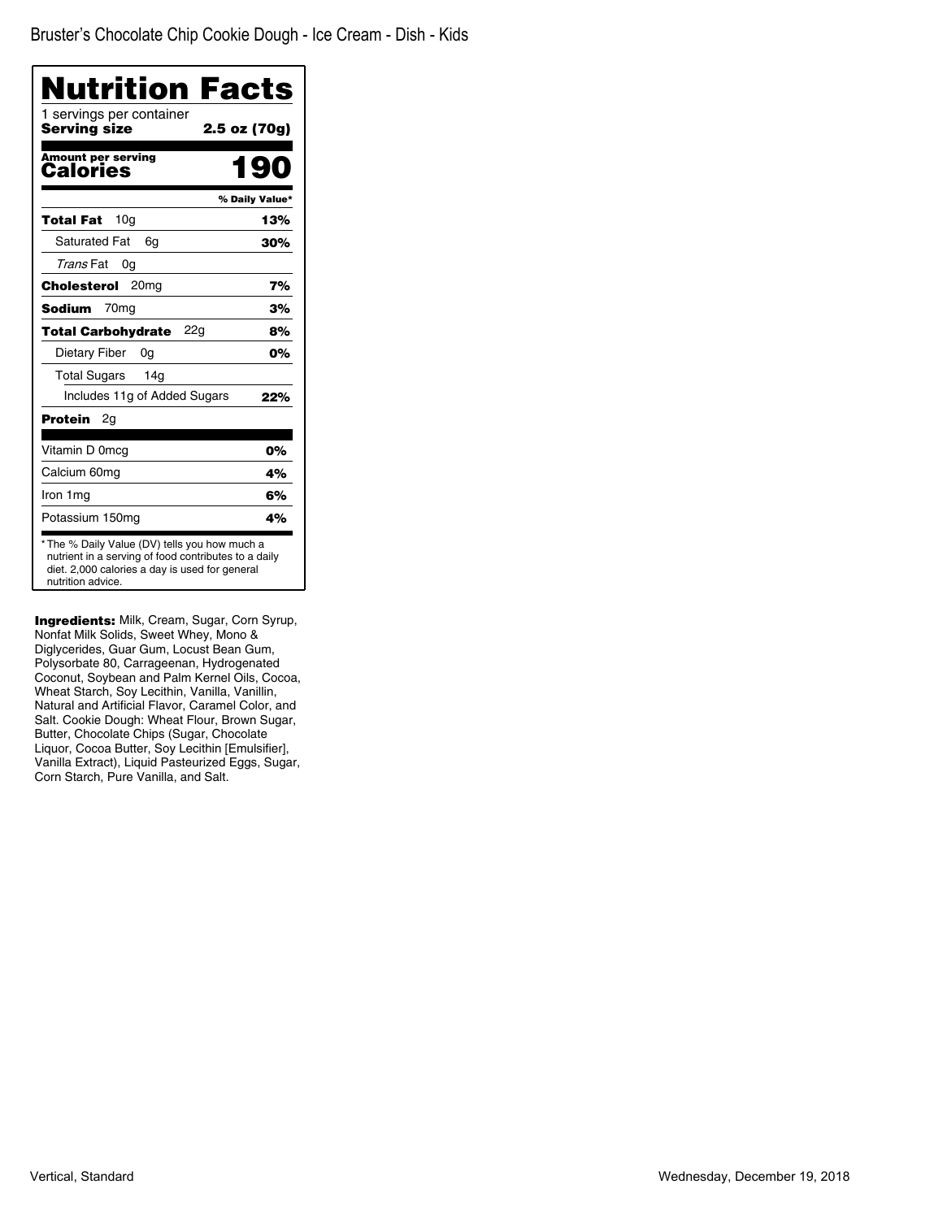Bruster's Chocolate Chip Cookie Dough - Ice Cream - Dish - Kids

# Nutrition Facts

1 servings per container

**Serving size** **2.5 oz (70g)**

**Amount per serving**
**Calories** **190**

| | % Daily Value* |
|---|---|
| **Total Fat** 10g | **13%** |
| Saturated Fat 6g | **30%** |
| *Trans* Fat 0g | |
| **Cholesterol** 20mg | **7%** |
| **Sodium** 70mg | **3%** |
| **Total Carbohydrate** 22g | **8%** |
| Dietary Fiber 0g | **0%** |
| Total Sugars 14g | |
| Includes 11g of Added Sugars | **22%** |
| **Protein** 2g | |
| Vitamin D 0mcg | **0%** |
| Calcium 60mg | **4%** |
| Iron 1mg | **6%** |
| Potassium 150mg | **4%** |

* The % Daily Value (DV) tells you how much a nutrient in a serving of food contributes to a daily diet. 2,000 calories a day is used for general nutrition advice.

**Ingredients:** Milk, Cream, Sugar, Corn Syrup, Nonfat Milk Solids, Sweet Whey, Mono & Diglycerides, Guar Gum, Locust Bean Gum, Polysorbate 80, Carrageenan, Hydrogenated Coconut, Soybean and Palm Kernel Oils, Cocoa, Wheat Starch, Soy Lecithin, Vanilla, Vanillin, Natural and Artificial Flavor, Caramel Color, and Salt. Cookie Dough: Wheat Flour, Brown Sugar, Butter, Chocolate Chips (Sugar, Chocolate Liquor, Cocoa Butter, Soy Lecithin [Emulsifier], Vanilla Extract), Liquid Pasteurized Eggs, Sugar, Corn Starch, Pure Vanilla, and Salt.

Vertical, Standard

Wednesday, December 19, 2018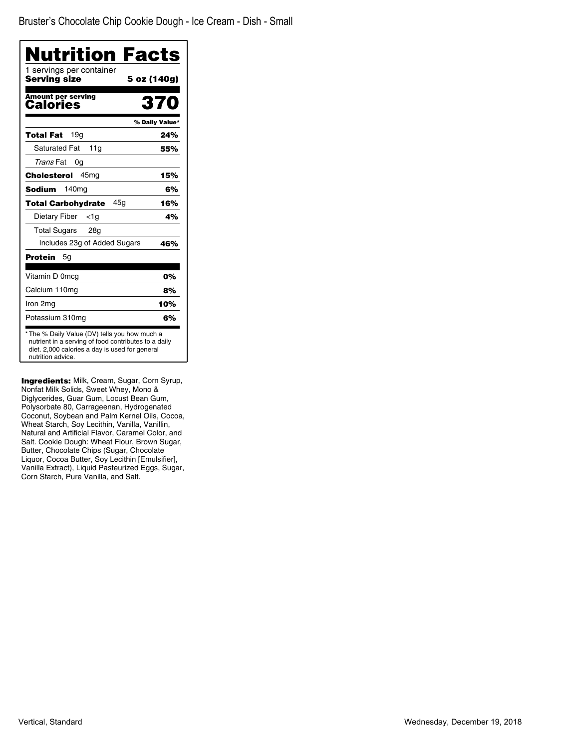Bruster's Chocolate Chip Cookie Dough - Ice Cream - Dish - Small

# Nutrition Facts

1 servings per container

**Serving size** **5 oz (140g)**

**Amount per serving**
**Calories** **370**

| | % Daily Value* |
|---|---|
| **Total Fat** 19g | **24%** |
| Saturated Fat 11g | **55%** |
| *Trans* Fat 0g | |
| **Cholesterol** 45mg | **15%** |
| **Sodium** 140mg | **6%** |
| **Total Carbohydrate** 45g | **16%** |
| Dietary Fiber <1g | **4%** |
| Total Sugars 28g | |
| Includes 23g of Added Sugars | **46%** |
| **Protein** 5g | |
| Vitamin D 0mcg | **0%** |
| Calcium 110mg | **8%** |
| Iron 2mg | **10%** |
| Potassium 310mg | **6%** |

* The % Daily Value (DV) tells you how much a nutrient in a serving of food contributes to a daily diet. 2,000 calories a day is used for general nutrition advice.

**Ingredients:** Milk, Cream, Sugar, Corn Syrup, Nonfat Milk Solids, Sweet Whey, Mono & Diglycerides, Guar Gum, Locust Bean Gum, Polysorbate 80, Carrageenan, Hydrogenated Coconut, Soybean and Palm Kernel Oils, Cocoa, Wheat Starch, Soy Lecithin, Vanilla, Vanillin, Natural and Artificial Flavor, Caramel Color, and Salt. Cookie Dough: Wheat Flour, Brown Sugar, Butter, Chocolate Chips (Sugar, Chocolate Liquor, Cocoa Butter, Soy Lecithin [Emulsifier], Vanilla Extract), Liquid Pasteurized Eggs, Sugar, Corn Starch, Pure Vanilla, and Salt.

Vertical, Standard

Wednesday, December 19, 2018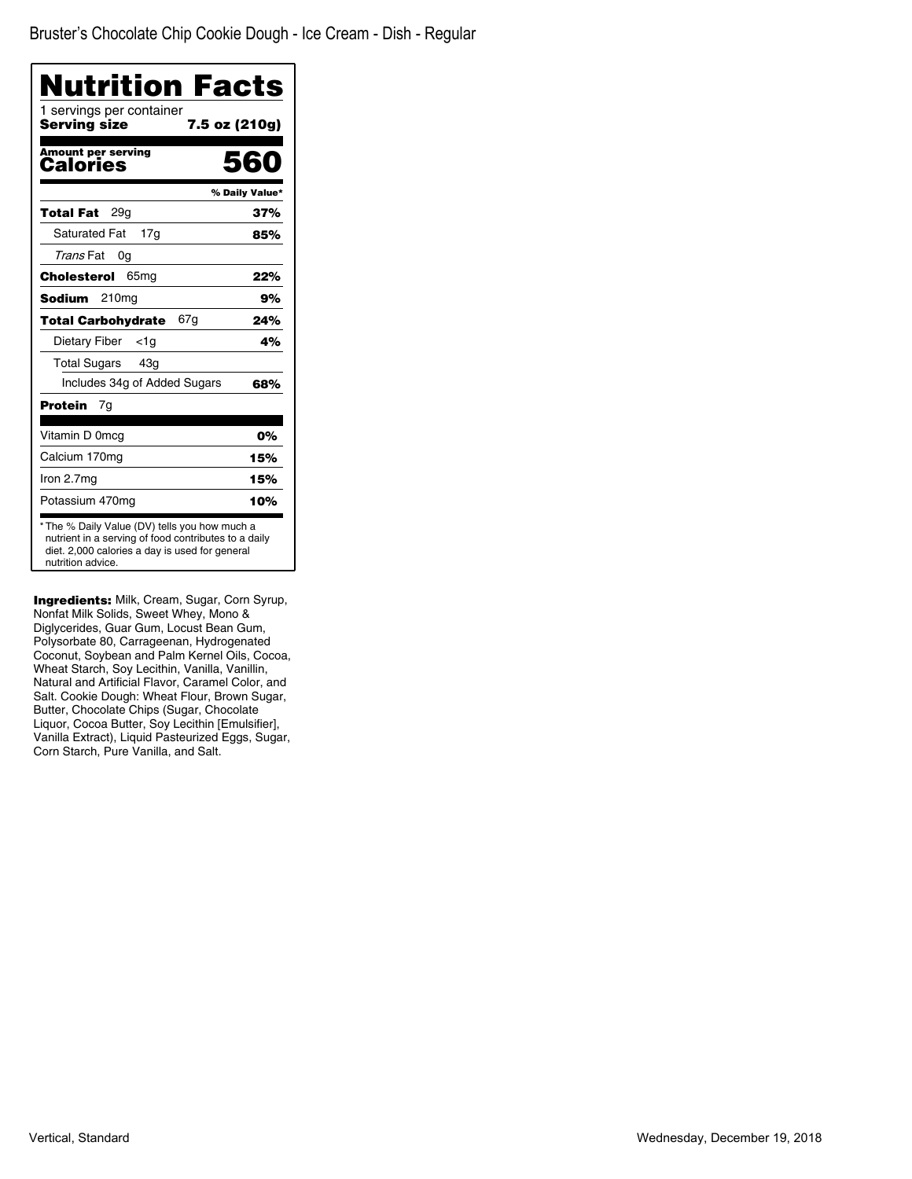# Bruster's Chocolate Chip Cookie Dough - Ice Cream - Dish - Regular

## Nutrition Facts

1 servings per container
**Serving size** **7.5 oz (210g)**

**Amount per serving**
**Calories** **560**

| | % Daily Value* |
|---|---|
| **Total Fat** 29g | **37%** |
| Saturated Fat 17g | **85%** |
| *Trans* Fat 0g | |
| **Cholesterol** 65mg | **22%** |
| **Sodium** 210mg | **9%** |
| **Total Carbohydrate** 67g | **24%** |
| Dietary Fiber <1g | **4%** |
| Total Sugars 43g | |
| Includes 34g of Added Sugars | **68%** |
| **Protein** 7g | |
| Vitamin D 0mcg | **0%** |
| Calcium 170mg | **15%** |
| Iron 2.7mg | **15%** |
| Potassium 470mg | **10%** |

* The % Daily Value (DV) tells you how much a nutrient in a serving of food contributes to a daily diet. 2,000 calories a day is used for general nutrition advice.

**Ingredients:** Milk, Cream, Sugar, Corn Syrup, Nonfat Milk Solids, Sweet Whey, Mono & Diglycerides, Guar Gum, Locust Bean Gum, Polysorbate 80, Carrageenan, Hydrogenated Coconut, Soybean and Palm Kernel Oils, Cocoa, Wheat Starch, Soy Lecithin, Vanilla, Vanillin, Natural and Artificial Flavor, Caramel Color, and Salt. Cookie Dough: Wheat Flour, Brown Sugar, Butter, Chocolate Chips (Sugar, Chocolate Liquor, Cocoa Butter, Soy Lecithin [Emulsifier], Vanilla Extract), Liquid Pasteurized Eggs, Sugar, Corn Starch, Pure Vanilla, and Salt.

Vertical, Standard

Wednesday, December 19, 2018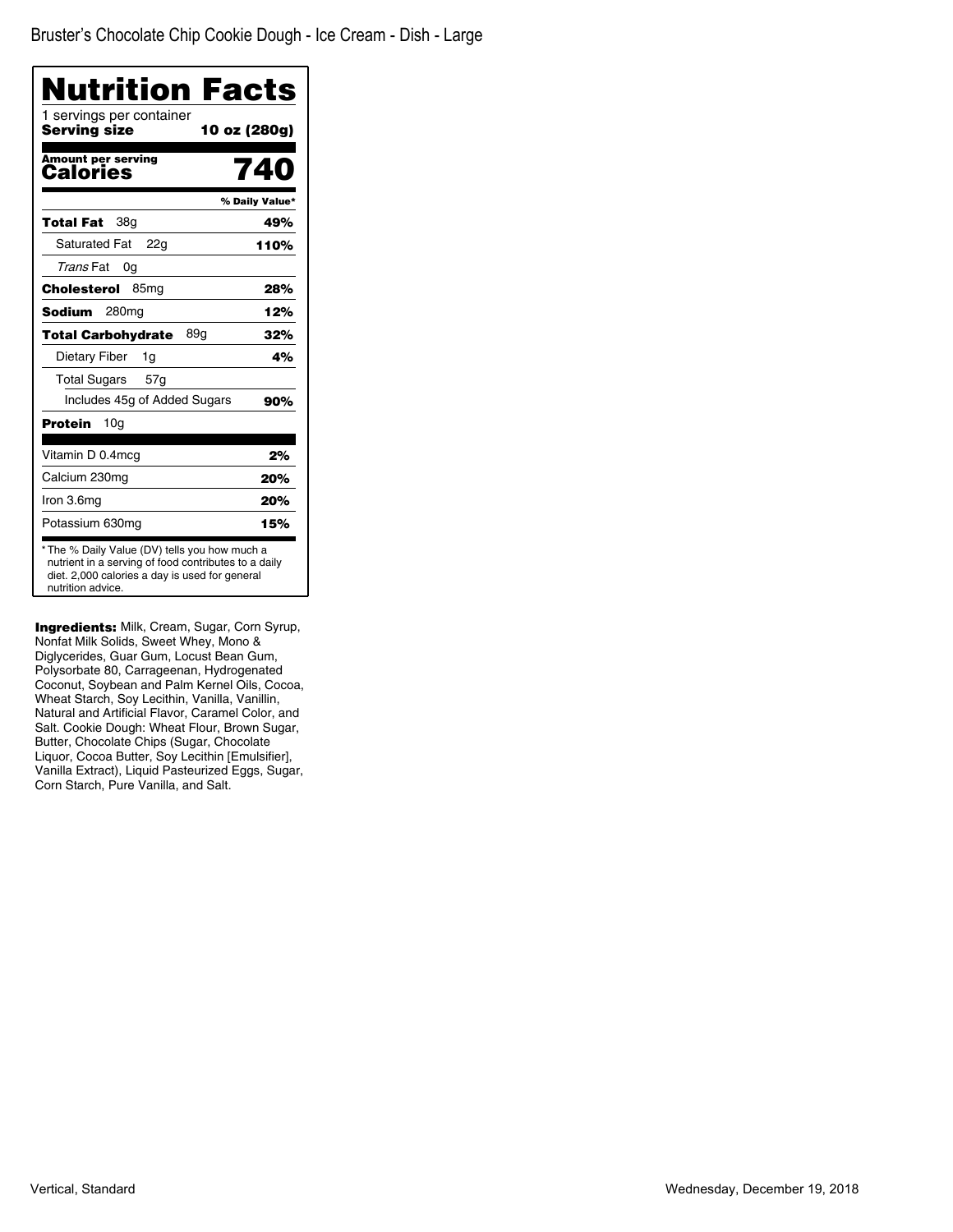Bruster’s Chocolate Chip Cookie Dough - Ice Cream - Dish - Large

# Nutrition Facts

1 servings per container

**Serving size** **10 oz (280g)**

**Amount per serving**

**Calories** **740**

| | % Daily Value* |
|---|---|
| **Total Fat** 38g | **49%** |
| Saturated Fat 22g | **110%** |
| *Trans* Fat 0g | |
| **Cholesterol** 85mg | **28%** |
| **Sodium** 280mg | **12%** |
| **Total Carbohydrate** 89g | **32%** |
| Dietary Fiber 1g | **4%** |
| Total Sugars 57g | |
| Includes 45g of Added Sugars | **90%** |
| **Protein** 10g | |
| Vitamin D 0.4mcg | **2%** |
| Calcium 230mg | **20%** |
| Iron 3.6mg | **20%** |
| Potassium 630mg | **15%** |

* The % Daily Value (DV) tells you how much a nutrient in a serving of food contributes to a daily diet. 2,000 calories a day is used for general nutrition advice.

**Ingredients:** Milk, Cream, Sugar, Corn Syrup, Nonfat Milk Solids, Sweet Whey, Mono & Diglycerides, Guar Gum, Locust Bean Gum, Polysorbate 80, Carrageenan, Hydrogenated Coconut, Soybean and Palm Kernel Oils, Cocoa, Wheat Starch, Soy Lecithin, Vanilla, Vanillin, Natural and Artificial Flavor, Caramel Color, and Salt. Cookie Dough: Wheat Flour, Brown Sugar, Butter, Chocolate Chips (Sugar, Chocolate Liquor, Cocoa Butter, Soy Lecithin [Emulsifier], Vanilla Extract), Liquid Pasteurized Eggs, Sugar, Corn Starch, Pure Vanilla, and Salt.

Vertical, Standard

Wednesday, December 19, 2018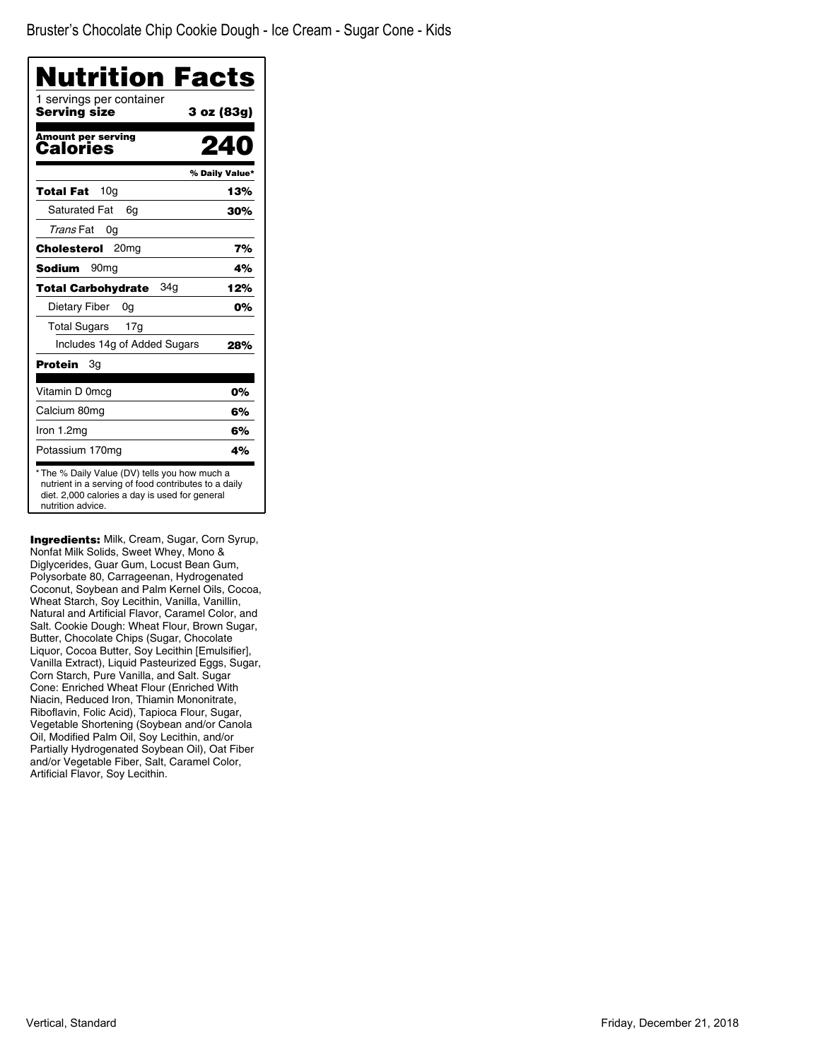Bruster's Chocolate Chip Cookie Dough - Ice Cream - Sugar Cone - Kids

# Nutrition Facts

1 servings per container

**Serving size** **3 oz (83g)**

**Amount per serving**

**Calories** **240**

| | % Daily Value* |
|---|---|
| **Total Fat** 10g | **13%** |
| Saturated Fat 6g | **30%** |
| *Trans* Fat 0g | |
| **Cholesterol** 20mg | **7%** |
| **Sodium** 90mg | **4%** |
| **Total Carbohydrate** 34g | **12%** |
| Dietary Fiber 0g | **0%** |
| Total Sugars 17g | |
| Includes 14g of Added Sugars | **28%** |
| **Protein** 3g | |
| Vitamin D 0mcg | **0%** |
| Calcium 80mg | **6%** |
| Iron 1.2mg | **6%** |
| Potassium 170mg | **4%** |

* The % Daily Value (DV) tells you how much a nutrient in a serving of food contributes to a daily diet. 2,000 calories a day is used for general nutrition advice.

**Ingredients:** Milk, Cream, Sugar, Corn Syrup, Nonfat Milk Solids, Sweet Whey, Mono & Diglycerides, Guar Gum, Locust Bean Gum, Polysorbate 80, Carrageenan, Hydrogenated Coconut, Soybean and Palm Kernel Oils, Cocoa, Wheat Starch, Soy Lecithin, Vanilla, Vanillin, Natural and Artificial Flavor, Caramel Color, and Salt. Cookie Dough: Wheat Flour, Brown Sugar, Butter, Chocolate Chips (Sugar, Chocolate Liquor, Cocoa Butter, Soy Lecithin [Emulsifier], Vanilla Extract), Liquid Pasteurized Eggs, Sugar, Corn Starch, Pure Vanilla, and Salt. Sugar Cone: Enriched Wheat Flour (Enriched With Niacin, Reduced Iron, Thiamin Mononitrate, Riboflavin, Folic Acid), Tapioca Flour, Sugar, Vegetable Shortening (Soybean and/or Canola Oil, Modified Palm Oil, Soy Lecithin, and/or Partially Hydrogenated Soybean Oil), Oat Fiber and/or Vegetable Fiber, Salt, Caramel Color, Artificial Flavor, Soy Lecithin.

Vertical, Standard

Friday, December 21, 2018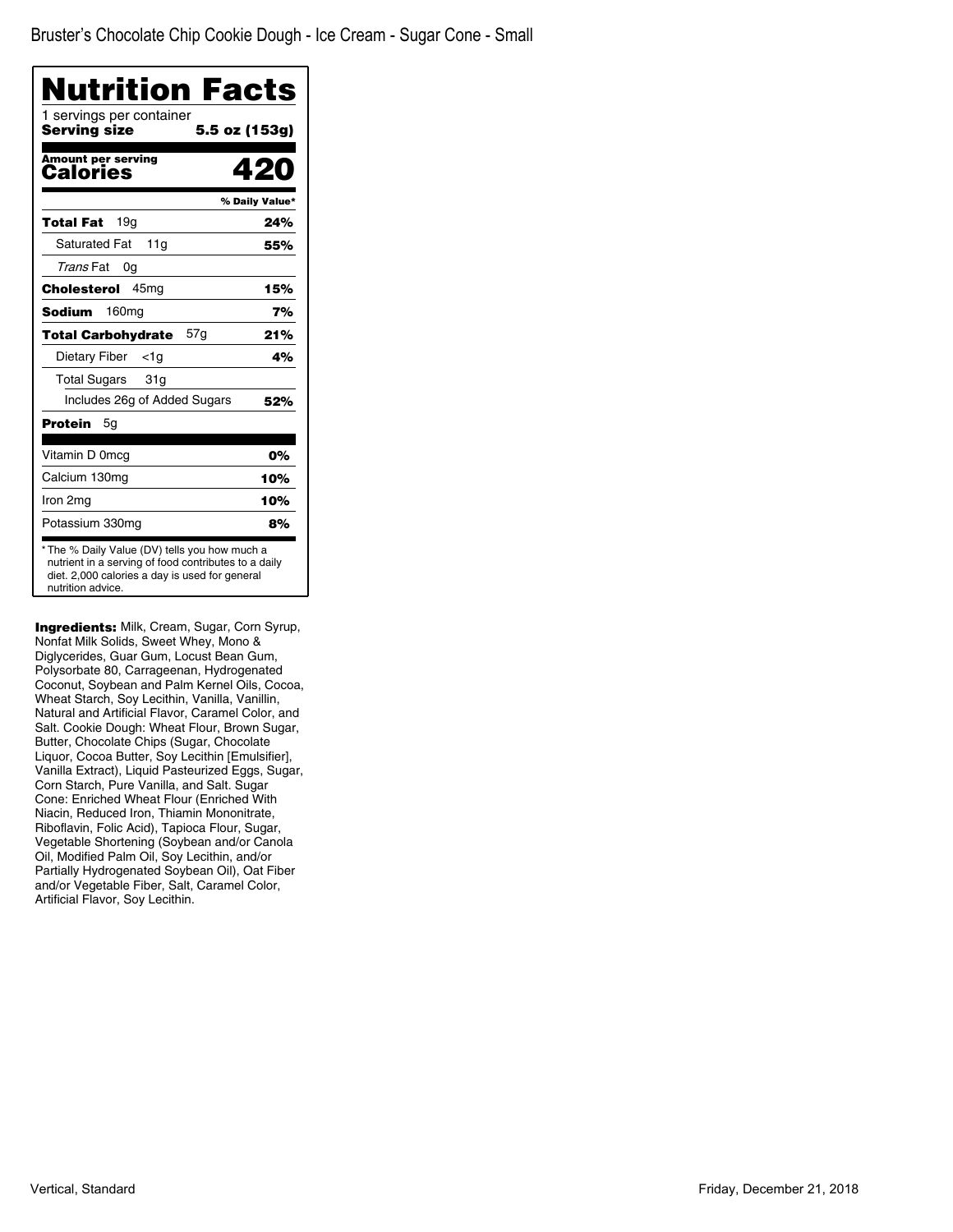Bruster's Chocolate Chip Cookie Dough - Ice Cream - Sugar Cone - Small

# Nutrition Facts

1 servings per container

**Serving size** **5.5 oz (153g)**

**Amount per serving**

**Calories** **420**

| | % Daily Value* |
|---|---|
| **Total Fat** 19g | **24%** |
| Saturated Fat 11g | **55%** |
| *Trans* Fat 0g | |
| **Cholesterol** 45mg | **15%** |
| **Sodium** 160mg | **7%** |
| **Total Carbohydrate** 57g | **21%** |
| Dietary Fiber <1g | **4%** |
| Total Sugars 31g | |
| Includes 26g of Added Sugars | **52%** |
| **Protein** 5g | |
| Vitamin D 0mcg | **0%** |
| Calcium 130mg | **10%** |
| Iron 2mg | **10%** |
| Potassium 330mg | **8%** |

* The % Daily Value (DV) tells you how much a nutrient in a serving of food contributes to a daily diet. 2,000 calories a day is used for general nutrition advice.

**Ingredients:** Milk, Cream, Sugar, Corn Syrup, Nonfat Milk Solids, Sweet Whey, Mono & Diglycerides, Guar Gum, Locust Bean Gum, Polysorbate 80, Carrageenan, Hydrogenated Coconut, Soybean and Palm Kernel Oils, Cocoa, Wheat Starch, Soy Lecithin, Vanilla, Vanillin, Natural and Artificial Flavor, Caramel Color, and Salt. Cookie Dough: Wheat Flour, Brown Sugar, Butter, Chocolate Chips (Sugar, Chocolate Liquor, Cocoa Butter, Soy Lecithin [Emulsifier], Vanilla Extract), Liquid Pasteurized Eggs, Sugar, Corn Starch, Pure Vanilla, and Salt. Sugar Cone: Enriched Wheat Flour (Enriched With Niacin, Reduced Iron, Thiamin Mononitrate, Riboflavin, Folic Acid), Tapioca Flour, Sugar, Vegetable Shortening (Soybean and/or Canola Oil, Modified Palm Oil, Soy Lecithin, and/or Partially Hydrogenated Soybean Oil), Oat Fiber and/or Vegetable Fiber, Salt, Caramel Color, Artificial Flavor, Soy Lecithin.

Vertical, Standard

Friday, December 21, 2018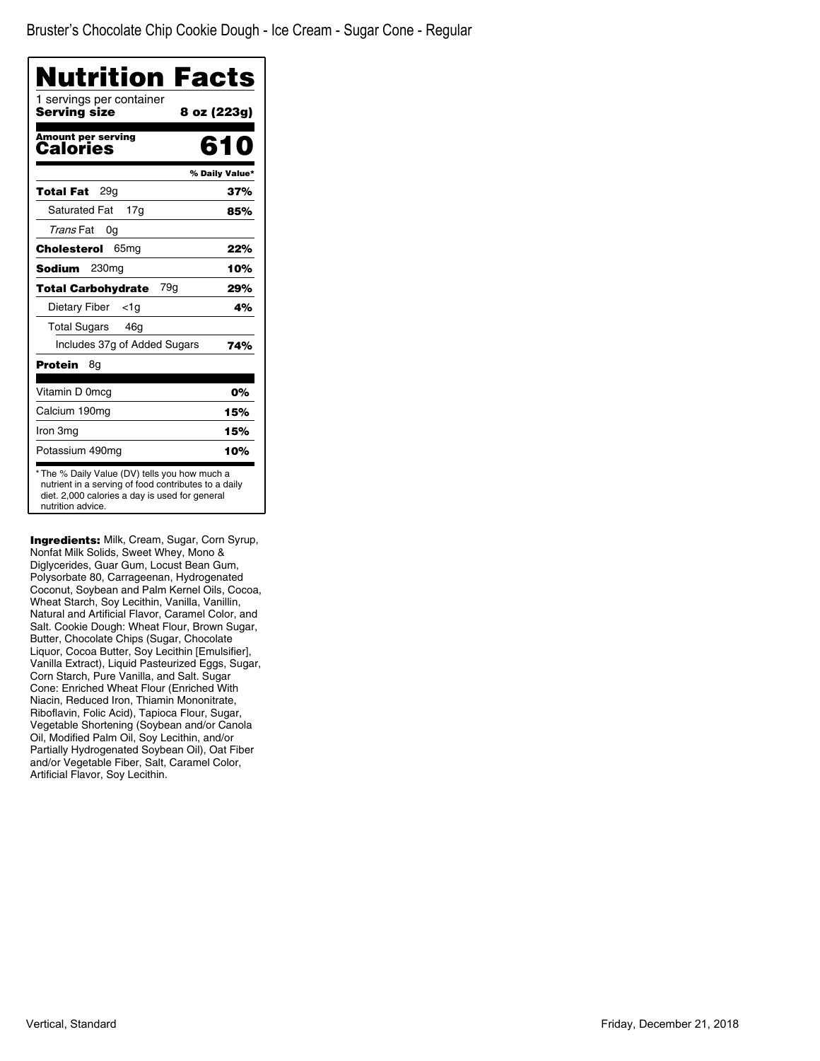Bruster's Chocolate Chip Cookie Dough - Ice Cream - Sugar Cone - Regular

# Nutrition Facts

1 servings per container

**Serving size** **8 oz (223g)**

**Amount per serving**

**Calories** **610**

| | % Daily Value* |
|---|---|
| **Total Fat** 29g | **37%** |
| Saturated Fat 17g | **85%** |
| *Trans* Fat 0g | |
| **Cholesterol** 65mg | **22%** |
| **Sodium** 230mg | **10%** |
| **Total Carbohydrate** 79g | **29%** |
| Dietary Fiber <1g | **4%** |
| Total Sugars 46g | |
| Includes 37g of Added Sugars | **74%** |
| **Protein** 8g | |
| Vitamin D 0mcg | **0%** |
| Calcium 190mg | **15%** |
| Iron 3mg | **15%** |
| Potassium 490mg | **10%** |

* The % Daily Value (DV) tells you how much a nutrient in a serving of food contributes to a daily diet. 2,000 calories a day is used for general nutrition advice.

**Ingredients:** Milk, Cream, Sugar, Corn Syrup, Nonfat Milk Solids, Sweet Whey, Mono & Diglycerides, Guar Gum, Locust Bean Gum, Polysorbate 80, Carrageenan, Hydrogenated Coconut, Soybean and Palm Kernel Oils, Cocoa, Wheat Starch, Soy Lecithin, Vanilla, Vanillin, Natural and Artificial Flavor, Caramel Color, and Salt. Cookie Dough: Wheat Flour, Brown Sugar, Butter, Chocolate Chips (Sugar, Chocolate Liquor, Cocoa Butter, Soy Lecithin [Emulsifier], Vanilla Extract), Liquid Pasteurized Eggs, Sugar, Corn Starch, Pure Vanilla, and Salt. Sugar Cone: Enriched Wheat Flour (Enriched With Niacin, Reduced Iron, Thiamin Mononitrate, Riboflavin, Folic Acid), Tapioca Flour, Sugar, Vegetable Shortening (Soybean and/or Canola Oil, Modified Palm Oil, Soy Lecithin, and/or Partially Hydrogenated Soybean Oil), Oat Fiber and/or Vegetable Fiber, Salt, Caramel Color, Artificial Flavor, Soy Lecithin.

Vertical, Standard

Friday, December 21, 2018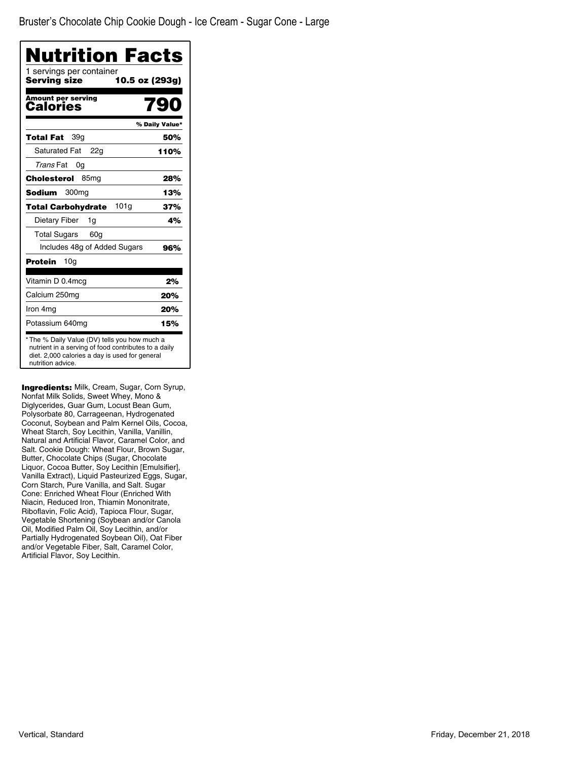Bruster’s Chocolate Chip Cookie Dough - Ice Cream - Sugar Cone - Large

# Nutrition Facts

1 servings per container

**Serving size** **10.5 oz (293g)**

| Amount per serving | |
|---|---|
| **Calories** | **790** |
| | **% Daily Value*** |
| **Total Fat** 39g | **50%** |
| Saturated Fat 22g | **110%** |
| *Trans* Fat 0g | |
| **Cholesterol** 85mg | **28%** |
| **Sodium** 300mg | **13%** |
| **Total Carbohydrate** 101g | **37%** |
| Dietary Fiber 1g | **4%** |
| Total Sugars 60g | |
| Includes 48g of Added Sugars | **96%** |
| **Protein** 10g | |
| Vitamin D 0.4mcg | **2%** |
| Calcium 250mg | **20%** |
| Iron 4mg | **20%** |
| Potassium 640mg | **15%** |

* The % Daily Value (DV) tells you how much a nutrient in a serving of food contributes to a daily diet. 2,000 calories a day is used for general nutrition advice.

**Ingredients:** Milk, Cream, Sugar, Corn Syrup, Nonfat Milk Solids, Sweet Whey, Mono & Diglycerides, Guar Gum, Locust Bean Gum, Polysorbate 80, Carrageenan, Hydrogenated Coconut, Soybean and Palm Kernel Oils, Cocoa, Wheat Starch, Soy Lecithin, Vanilla, Vanillin, Natural and Artificial Flavor, Caramel Color, and Salt. Cookie Dough: Wheat Flour, Brown Sugar, Butter, Chocolate Chips (Sugar, Chocolate Liquor, Cocoa Butter, Soy Lecithin [Emulsifier], Vanilla Extract), Liquid Pasteurized Eggs, Sugar, Corn Starch, Pure Vanilla, and Salt. Sugar Cone: Enriched Wheat Flour (Enriched With Niacin, Reduced Iron, Thiamin Mononitrate, Riboflavin, Folic Acid), Tapioca Flour, Sugar, Vegetable Shortening (Soybean and/or Canola Oil, Modified Palm Oil, Soy Lecithin, and/or Partially Hydrogenated Soybean Oil), Oat Fiber and/or Vegetable Fiber, Salt, Caramel Color, Artificial Flavor, Soy Lecithin.

Vertical, Standard

Friday, December 21, 2018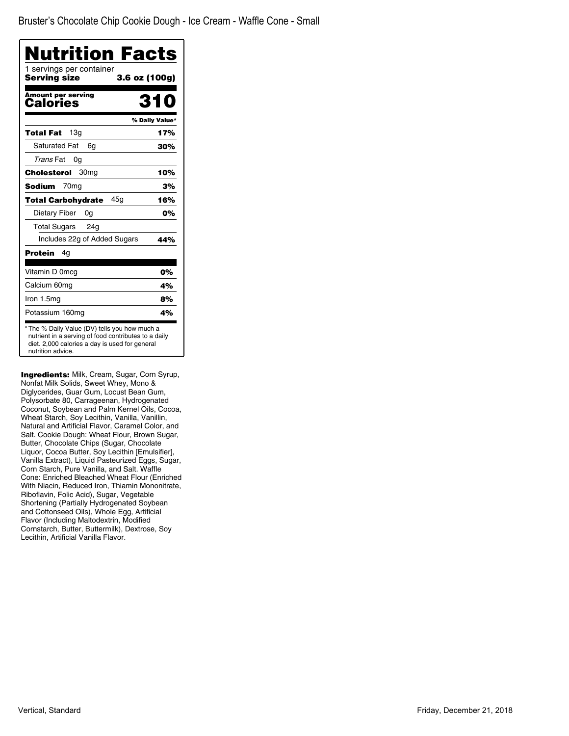Bruster's Chocolate Chip Cookie Dough - Ice Cream - Waffle Cone - Small

# Nutrition Facts

1 servings per container

**Serving size** **3.6 oz (100g)**

| Amount per serving | |
|---|---|
| **Calories** | **310** |
| | **% Daily Value*** |
| **Total Fat** 13g | **17%** |
| Saturated Fat 6g | **30%** |
| *Trans* Fat 0g | |
| **Cholesterol** 30mg | **10%** |
| **Sodium** 70mg | **3%** |
| **Total Carbohydrate** 45g | **16%** |
| Dietary Fiber 0g | **0%** |
| Total Sugars 24g | |
| Includes 22g of Added Sugars | **44%** |
| **Protein** 4g | |
| Vitamin D 0mcg | **0%** |
| Calcium 60mg | **4%** |
| Iron 1.5mg | **8%** |
| Potassium 160mg | **4%** |

* The % Daily Value (DV) tells you how much a nutrient in a serving of food contributes to a daily diet. 2,000 calories a day is used for general nutrition advice.

**Ingredients:** Milk, Cream, Sugar, Corn Syrup, Nonfat Milk Solids, Sweet Whey, Mono & Diglycerides, Guar Gum, Locust Bean Gum, Polysorbate 80, Carrageenan, Hydrogenated Coconut, Soybean and Palm Kernel Oils, Cocoa, Wheat Starch, Soy Lecithin, Vanilla, Vanillin, Natural and Artificial Flavor, Caramel Color, and Salt. Cookie Dough: Wheat Flour, Brown Sugar, Butter, Chocolate Chips (Sugar, Chocolate Liquor, Cocoa Butter, Soy Lecithin [Emulsifier], Vanilla Extract), Liquid Pasteurized Eggs, Sugar, Corn Starch, Pure Vanilla, and Salt. Waffle Cone: Enriched Bleached Wheat Flour (Enriched With Niacin, Reduced Iron, Thiamin Mononitrate, Riboflavin, Folic Acid), Sugar, Vegetable Shortening (Partially Hydrogenated Soybean and Cottonseed Oils), Whole Egg, Artificial Flavor (Including Maltodextrin, Modified Cornstarch, Butter, Buttermilk), Dextrose, Soy Lecithin, Artificial Vanilla Flavor.

Vertical, Standard

Friday, December 21, 2018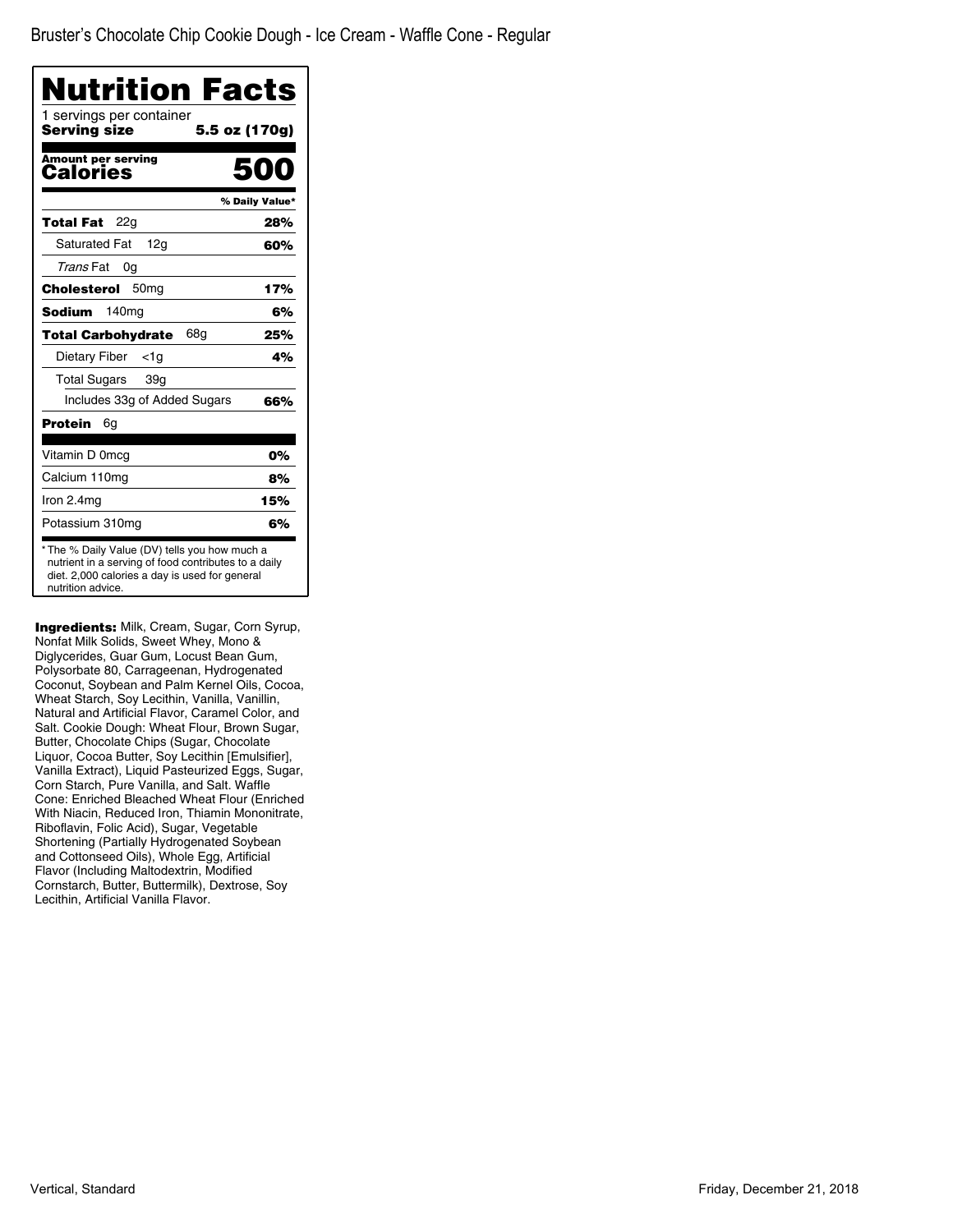Bruster's Chocolate Chip Cookie Dough - Ice Cream - Waffle Cone - Regular

# Nutrition Facts

1 servings per container

**Serving size** **5.5 oz (170g)**

**Amount per serving**

**Calories** **500**

| | % Daily Value* |
|---|---|
| **Total Fat** 22g | **28%** |
| Saturated Fat 12g | **60%** |
| *Trans* Fat 0g | |
| **Cholesterol** 50mg | **17%** |
| **Sodium** 140mg | **6%** |
| **Total Carbohydrate** 68g | **25%** |
| Dietary Fiber <1g | **4%** |
| Total Sugars 39g | |
| Includes 33g of Added Sugars | **66%** |
| **Protein** 6g | |
| Vitamin D 0mcg | **0%** |
| Calcium 110mg | **8%** |
| Iron 2.4mg | **15%** |
| Potassium 310mg | **6%** |

* The % Daily Value (DV) tells you how much a nutrient in a serving of food contributes to a daily diet. 2,000 calories a day is used for general nutrition advice.

**Ingredients:** Milk, Cream, Sugar, Corn Syrup, Nonfat Milk Solids, Sweet Whey, Mono & Diglycerides, Guar Gum, Locust Bean Gum, Polysorbate 80, Carrageenan, Hydrogenated Coconut, Soybean and Palm Kernel Oils, Cocoa, Wheat Starch, Soy Lecithin, Vanilla, Vanillin, Natural and Artificial Flavor, Caramel Color, and Salt. Cookie Dough: Wheat Flour, Brown Sugar, Butter, Chocolate Chips (Sugar, Chocolate Liquor, Cocoa Butter, Soy Lecithin [Emulsifier], Vanilla Extract), Liquid Pasteurized Eggs, Sugar, Corn Starch, Pure Vanilla, and Salt. Waffle Cone: Enriched Bleached Wheat Flour (Enriched With Niacin, Reduced Iron, Thiamin Mononitrate, Riboflavin, Folic Acid), Sugar, Vegetable Shortening (Partially Hydrogenated Soybean and Cottonseed Oils), Whole Egg, Artificial Flavor (Including Maltodextrin, Modified Cornstarch, Butter, Buttermilk), Dextrose, Soy Lecithin, Artificial Vanilla Flavor.

Vertical, Standard

Friday, December 21, 2018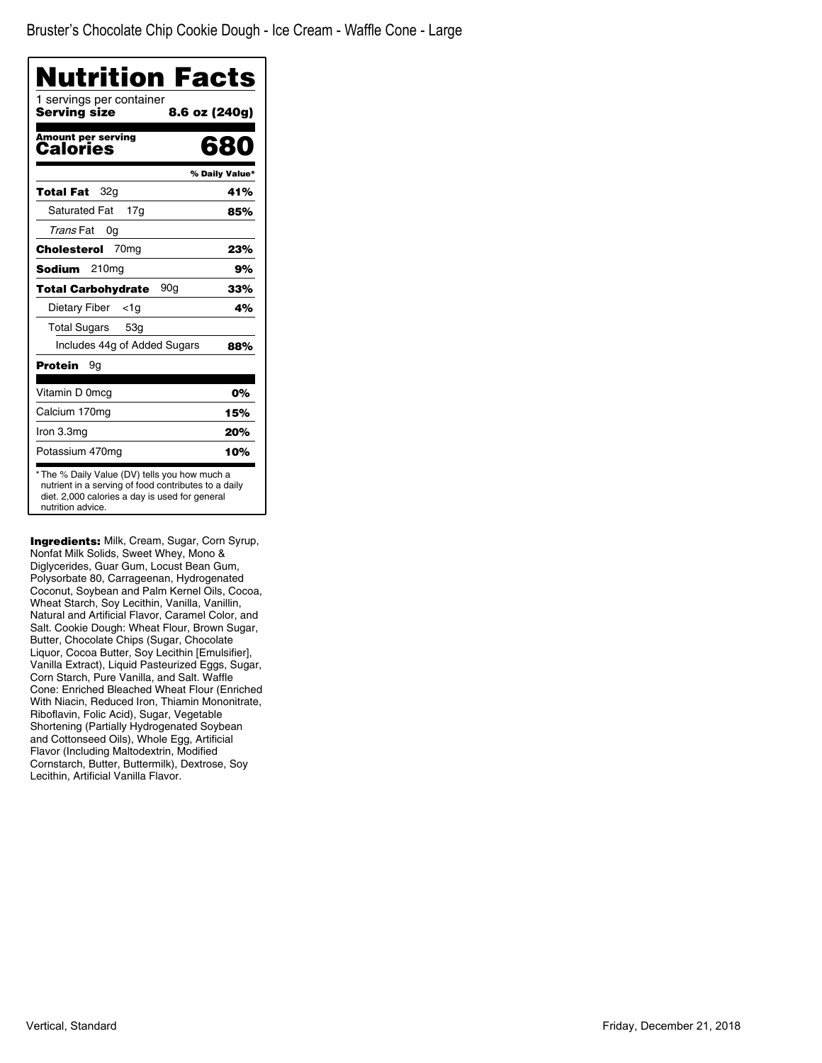Bruster's Chocolate Chip Cookie Dough - Ice Cream - Waffle Cone - Large

# Nutrition Facts

1 servings per container

**Serving size** **8.6 oz (240g)**

**Amount per serving**
**Calories** **680**

| | % Daily Value* |
|---|---|
| **Total Fat** 32g | **41%** |
| Saturated Fat 17g | **85%** |
| *Trans* Fat 0g | |
| **Cholesterol** 70mg | **23%** |
| **Sodium** 210mg | **9%** |
| **Total Carbohydrate** 90g | **33%** |
| Dietary Fiber <1g | **4%** |
| Total Sugars 53g | |
| Includes 44g of Added Sugars | **88%** |
| **Protein** 9g | |
| Vitamin D 0mcg | **0%** |
| Calcium 170mg | **15%** |
| Iron 3.3mg | **20%** |
| Potassium 470mg | **10%** |

* The % Daily Value (DV) tells you how much a nutrient in a serving of food contributes to a daily diet. 2,000 calories a day is used for general nutrition advice.

**Ingredients:** Milk, Cream, Sugar, Corn Syrup, Nonfat Milk Solids, Sweet Whey, Mono & Diglycerides, Guar Gum, Locust Bean Gum, Polysorbate 80, Carrageenan, Hydrogenated Coconut, Soybean and Palm Kernel Oils, Cocoa, Wheat Starch, Soy Lecithin, Vanilla, Vanillin, Natural and Artificial Flavor, Caramel Color, and Salt. Cookie Dough: Wheat Flour, Brown Sugar, Butter, Chocolate Chips (Sugar, Chocolate Liquor, Cocoa Butter, Soy Lecithin [Emulsifier], Vanilla Extract), Liquid Pasteurized Eggs, Sugar, Corn Starch, Pure Vanilla, and Salt. Waffle Cone: Enriched Bleached Wheat Flour (Enriched With Niacin, Reduced Iron, Thiamin Mononitrate, Riboflavin, Folic Acid), Sugar, Vegetable Shortening (Partially Hydrogenated Soybean and Cottonseed Oils), Whole Egg, Artificial Flavor (Including Maltodextrin, Modified Cornstarch, Butter, Buttermilk), Dextrose, Soy Lecithin, Artificial Vanilla Flavor.

Vertical, Standard

Friday, December 21, 2018